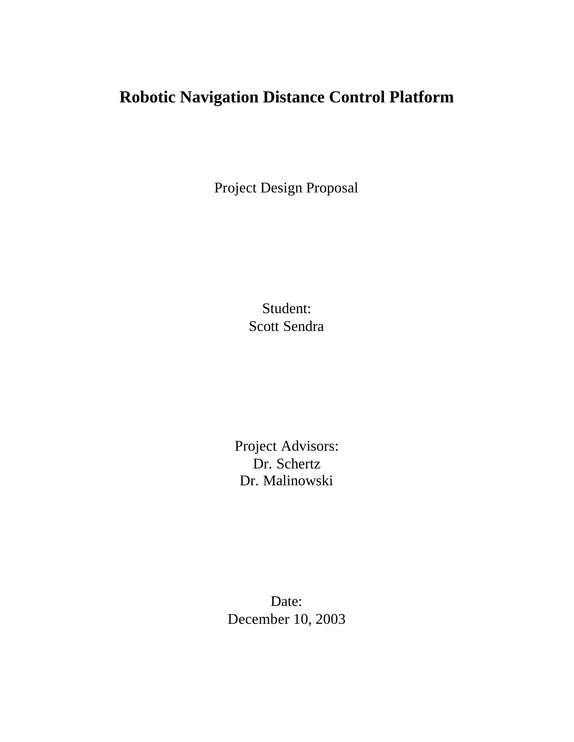# Robotic Navigation Distance Control Platform

Project Design Proposal

Student:
Scott Sendra

Project Advisors:
Dr. Schertz
Dr. Malinowski

Date:
December 10, 2003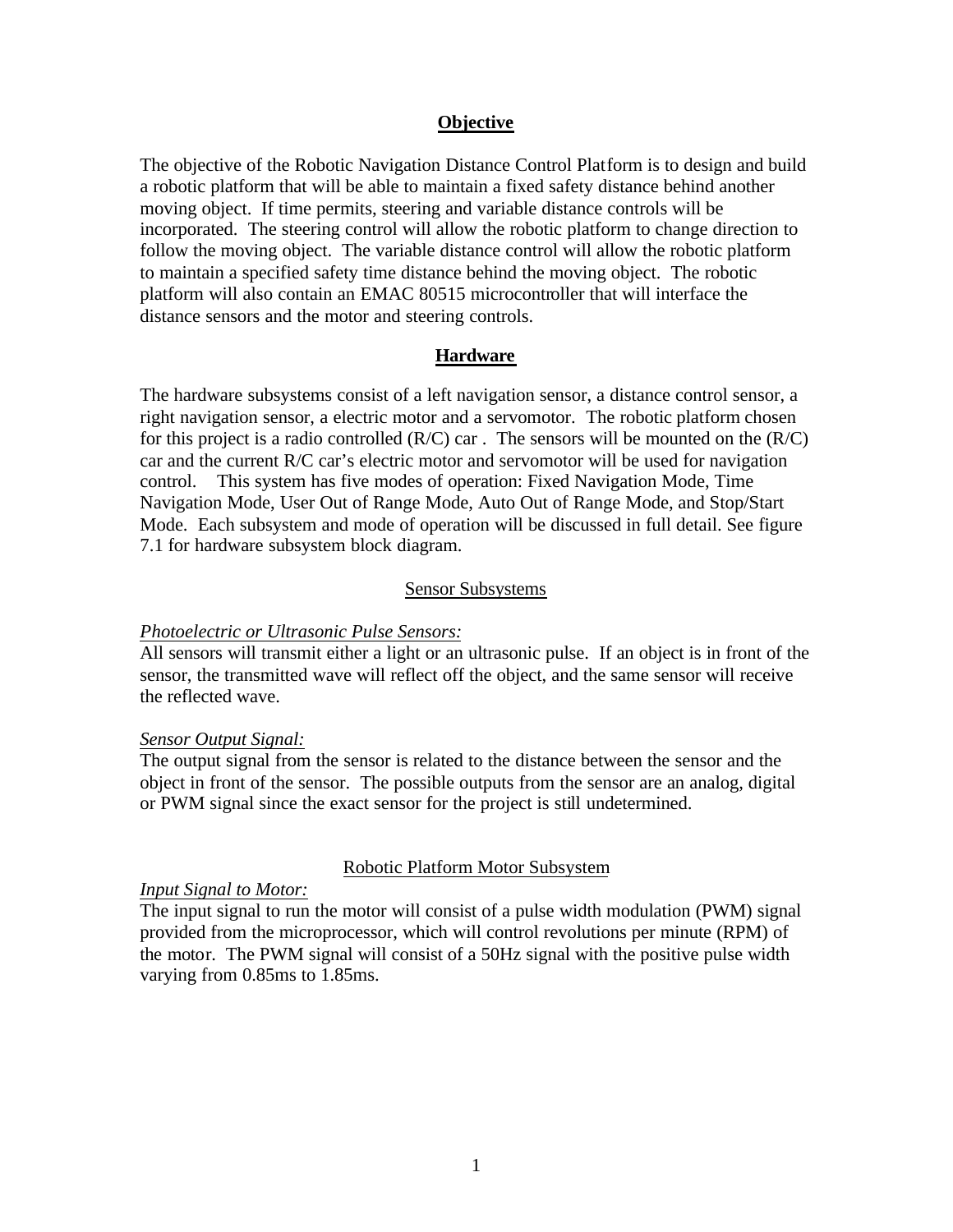## Objective

The objective of the Robotic Navigation Distance Control Platform is to design and build a robotic platform that will be able to maintain a fixed safety distance behind another moving object. If time permits, steering and variable distance controls will be incorporated. The steering control will allow the robotic platform to change direction to follow the moving object. The variable distance control will allow the robotic platform to maintain a specified safety time distance behind the moving object. The robotic platform will also contain an EMAC 80515 microcontroller that will interface the distance sensors and the motor and steering controls.

## Hardware

The hardware subsystems consist of a left navigation sensor, a distance control sensor, a right navigation sensor, a electric motor and a servomotor. The robotic platform chosen for this project is a radio controlled (R/C) car . The sensors will be mounted on the (R/C) car and the current R/C car's electric motor and servomotor will be used for navigation control. This system has five modes of operation: Fixed Navigation Mode, Time Navigation Mode, User Out of Range Mode, Auto Out of Range Mode, and Stop/Start Mode. Each subsystem and mode of operation will be discussed in full detail. See figure 7.1 for hardware subsystem block diagram.

### Sensor Subsystems

*Photoelectric or Ultrasonic Pulse Sensors:*
All sensors will transmit either a light or an ultrasonic pulse. If an object is in front of the sensor, the transmitted wave will reflect off the object, and the same sensor will receive the reflected wave.

*Sensor Output Signal:*
The output signal from the sensor is related to the distance between the sensor and the object in front of the sensor. The possible outputs from the sensor are an analog, digital or PWM signal since the exact sensor for the project is still undetermined.

### Robotic Platform Motor Subsystem

*Input Signal to Motor:*
The input signal to run the motor will consist of a pulse width modulation (PWM) signal provided from the microprocessor, which will control revolutions per minute (RPM) of the motor. The PWM signal will consist of a 50Hz signal with the positive pulse width varying from 0.85ms to 1.85ms.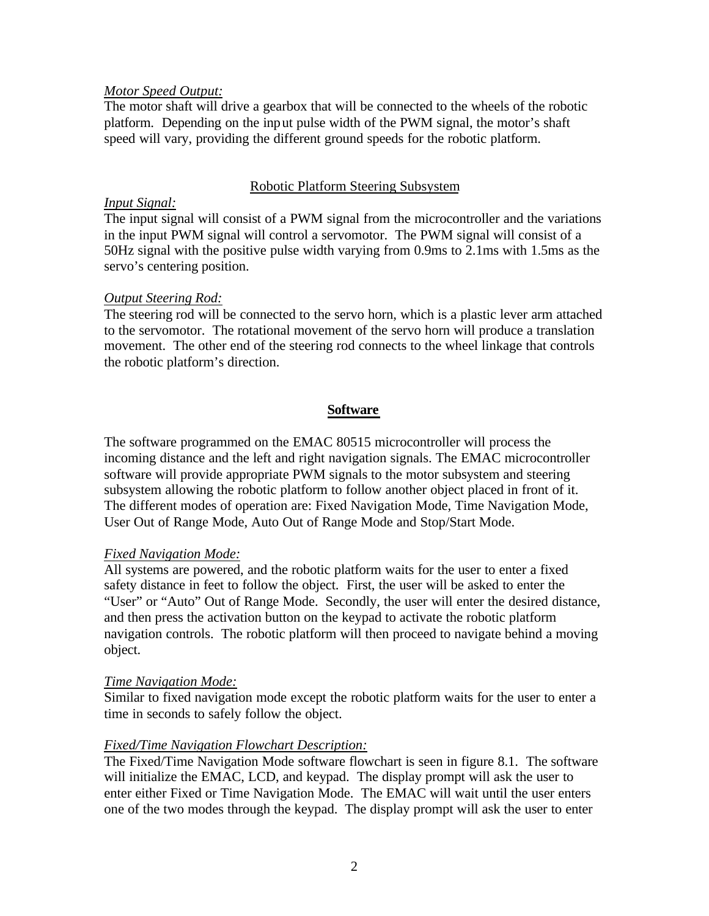*Motor Speed Output:*

The motor shaft will drive a gearbox that will be connected to the wheels of the robotic platform. Depending on the input pulse width of the PWM signal, the motor's shaft speed will vary, providing the different ground speeds for the robotic platform.

## Robotic Platform Steering Subsystem

*Input Signal:*

The input signal will consist of a PWM signal from the microcontroller and the variations in the input PWM signal will control a servomotor. The PWM signal will consist of a 50Hz signal with the positive pulse width varying from 0.9ms to 2.1ms with 1.5ms as the servo's centering position.

*Output Steering Rod:*

The steering rod will be connected to the servo horn, which is a plastic lever arm attached to the servomotor. The rotational movement of the servo horn will produce a translation movement. The other end of the steering rod connects to the wheel linkage that controls the robotic platform's direction.

## Software

The software programmed on the EMAC 80515 microcontroller will process the incoming distance and the left and right navigation signals. The EMAC microcontroller software will provide appropriate PWM signals to the motor subsystem and steering subsystem allowing the robotic platform to follow another object placed in front of it. The different modes of operation are: Fixed Navigation Mode, Time Navigation Mode, User Out of Range Mode, Auto Out of Range Mode and Stop/Start Mode.

*Fixed Navigation Mode:*

All systems are powered, and the robotic platform waits for the user to enter a fixed safety distance in feet to follow the object. First, the user will be asked to enter the "User" or "Auto" Out of Range Mode. Secondly, the user will enter the desired distance, and then press the activation button on the keypad to activate the robotic platform navigation controls. The robotic platform will then proceed to navigate behind a moving object.

*Time Navigation Mode:*

Similar to fixed navigation mode except the robotic platform waits for the user to enter a time in seconds to safely follow the object.

*Fixed/Time Navigation Flowchart Description:*

The Fixed/Time Navigation Mode software flowchart is seen in figure 8.1. The software will initialize the EMAC, LCD, and keypad. The display prompt will ask the user to enter either Fixed or Time Navigation Mode. The EMAC will wait until the user enters one of the two modes through the keypad. The display prompt will ask the user to enter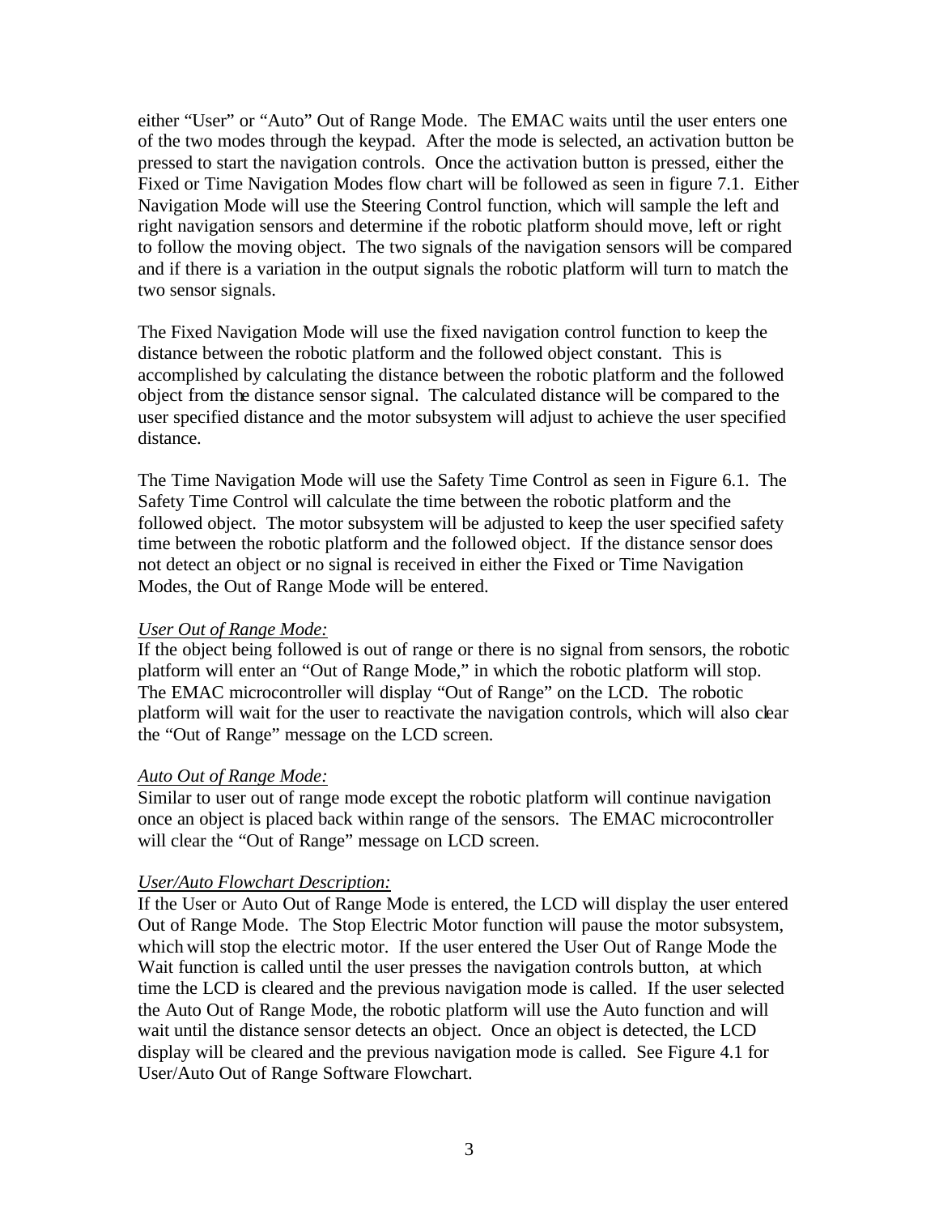either "User" or "Auto" Out of Range Mode. The EMAC waits until the user enters one of the two modes through the keypad. After the mode is selected, an activation button be pressed to start the navigation controls. Once the activation button is pressed, either the Fixed or Time Navigation Modes flow chart will be followed as seen in figure 7.1. Either Navigation Mode will use the Steering Control function, which will sample the left and right navigation sensors and determine if the robotic platform should move, left or right to follow the moving object. The two signals of the navigation sensors will be compared and if there is a variation in the output signals the robotic platform will turn to match the two sensor signals.

The Fixed Navigation Mode will use the fixed navigation control function to keep the distance between the robotic platform and the followed object constant. This is accomplished by calculating the distance between the robotic platform and the followed object from the distance sensor signal. The calculated distance will be compared to the user specified distance and the motor subsystem will adjust to achieve the user specified distance.

The Time Navigation Mode will use the Safety Time Control as seen in Figure 6.1. The Safety Time Control will calculate the time between the robotic platform and the followed object. The motor subsystem will be adjusted to keep the user specified safety time between the robotic platform and the followed object. If the distance sensor does not detect an object or no signal is received in either the Fixed or Time Navigation Modes, the Out of Range Mode will be entered.

*User Out of Range Mode:*
If the object being followed is out of range or there is no signal from sensors, the robotic platform will enter an "Out of Range Mode," in which the robotic platform will stop. The EMAC microcontroller will display "Out of Range" on the LCD. The robotic platform will wait for the user to reactivate the navigation controls, which will also clear the "Out of Range" message on the LCD screen.

*Auto Out of Range Mode:*
Similar to user out of range mode except the robotic platform will continue navigation once an object is placed back within range of the sensors. The EMAC microcontroller will clear the "Out of Range" message on LCD screen.

*User/Auto Flowchart Description:*
If the User or Auto Out of Range Mode is entered, the LCD will display the user entered Out of Range Mode. The Stop Electric Motor function will pause the motor subsystem, which will stop the electric motor. If the user entered the User Out of Range Mode the Wait function is called until the user presses the navigation controls button, at which time the LCD is cleared and the previous navigation mode is called. If the user selected the Auto Out of Range Mode, the robotic platform will use the Auto function and will wait until the distance sensor detects an object. Once an object is detected, the LCD display will be cleared and the previous navigation mode is called. See Figure 4.1 for User/Auto Out of Range Software Flowchart.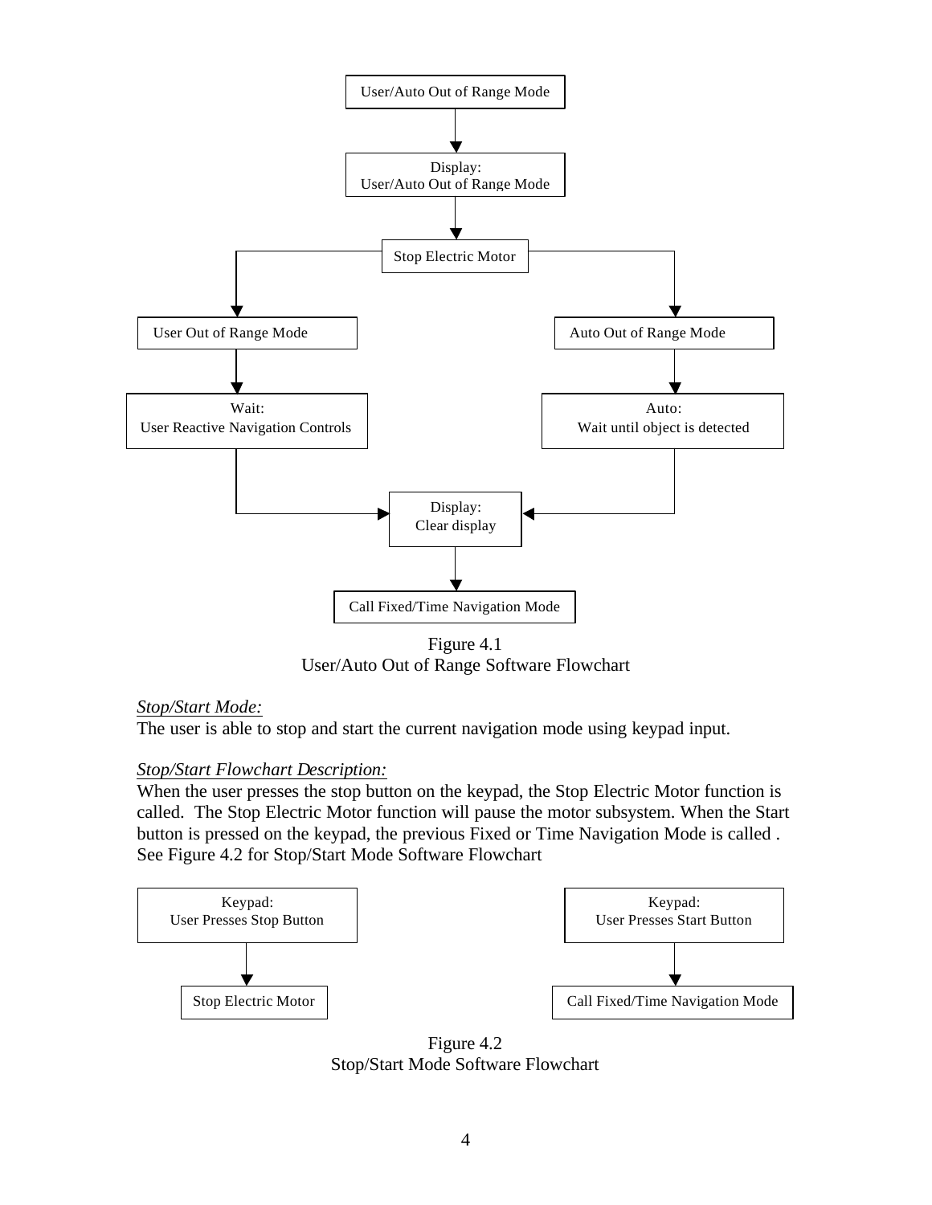User/Auto Out of Range Mode

Display:
User/Auto Out of Range Mode

Stop Electric Motor

User Out of Range Mode

Auto Out of Range Mode

Wait:
User Reactive Navigation Controls

Auto:
Wait until object is detected

Display:
Clear display

Call Fixed/Time Navigation Mode

Figure 4.1
User/Auto Out of Range Software Flowchart

*Stop/Start Mode:*
The user is able to stop and start the current navigation mode using keypad input.

*Stop/Start Flowchart Description:*
When the user presses the stop button on the keypad, the Stop Electric Motor function is called. The Stop Electric Motor function will pause the motor subsystem. When the Start button is pressed on the keypad, the previous Fixed or Time Navigation Mode is called . See Figure 4.2 for Stop/Start Mode Software Flowchart

Keypad:
User Presses Stop Button

Stop Electric Motor

Keypad:
User Presses Start Button

Call Fixed/Time Navigation Mode

Figure 4.2
Stop/Start Mode Software Flowchart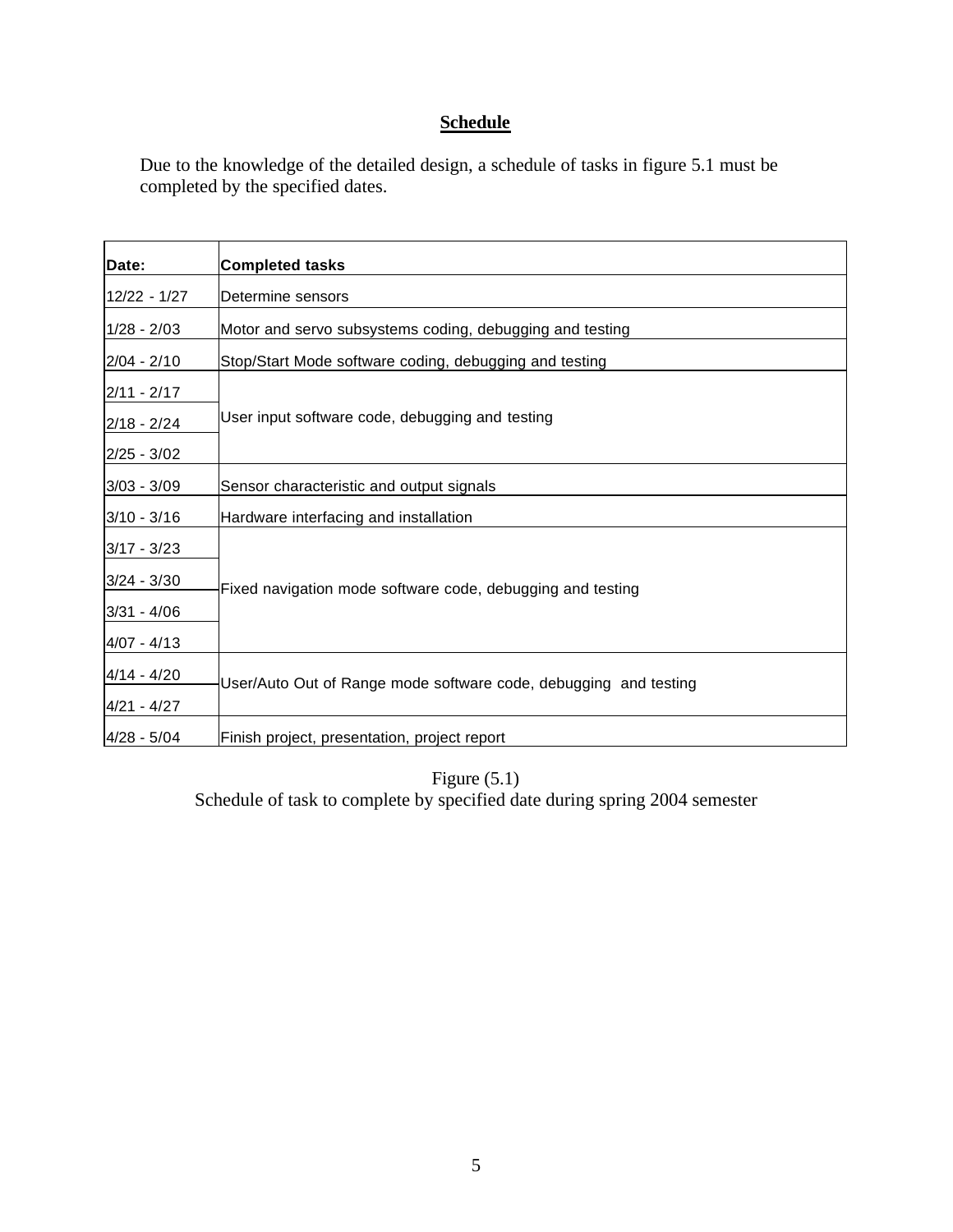## Schedule

Due to the knowledge of the detailed design, a schedule of tasks in figure 5.1 must be completed by the specified dates.

| Date: | Completed tasks |
|---|---|
| 12/22 - 1/27 | Determine sensors |
| 1/28 - 2/03 | Motor and servo subsystems coding, debugging and testing |
| 2/04 - 2/10 | Stop/Start Mode software coding, debugging and testing |
| 2/11 - 2/17 | User input software code, debugging and testing |
| 2/18 - 2/24 | |
| 2/25 - 3/02 | |
| 3/03 - 3/09 | Sensor characteristic and output signals |
| 3/10 - 3/16 | Hardware interfacing and installation |
| 3/17 - 3/23 | Fixed navigation mode software code, debugging and testing |
| 3/24 - 3/30 | |
| 3/31 - 4/06 | |
| 4/07 - 4/13 | |
| 4/14 - 4/20 | User/Auto Out of Range mode software code, debugging and testing |
| 4/21 - 4/27 | |
| 4/28 - 5/04 | Finish project, presentation, project report |

Figure (5.1)
Schedule of task to complete by specified date during spring 2004 semester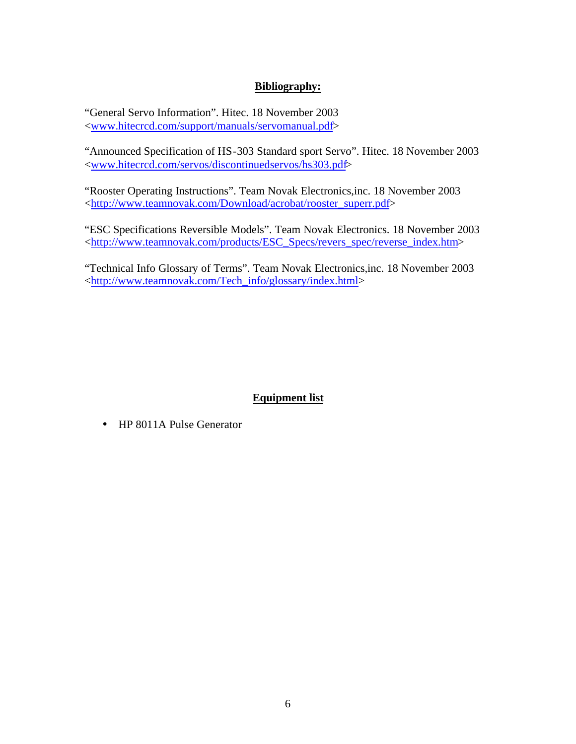## Bibliography:

“General Servo Information”. Hitec. 18 November 2003
<www.hitecrcd.com/support/manuals/servomanual.pdf>

“Announced Specification of HS-303 Standard sport Servo”. Hitec. 18 November 2003
<www.hitecrcd.com/servos/discontinuedservos/hs303.pdf>

“Rooster Operating Instructions”. Team Novak Electronics,inc. 18 November 2003
<http://www.teamnovak.com/Download/acrobat/rooster_superr.pdf>

“ESC Specifications Reversible Models”. Team Novak Electronics. 18 November 2003
<http://www.teamnovak.com/products/ESC_Specs/revers_spec/reverse_index.htm>

“Technical Info Glossary of Terms”. Team Novak Electronics,inc. 18 November 2003
<http://www.teamnovak.com/Tech_info/glossary/index.html>

## Equipment list

- HP 8011A Pulse Generator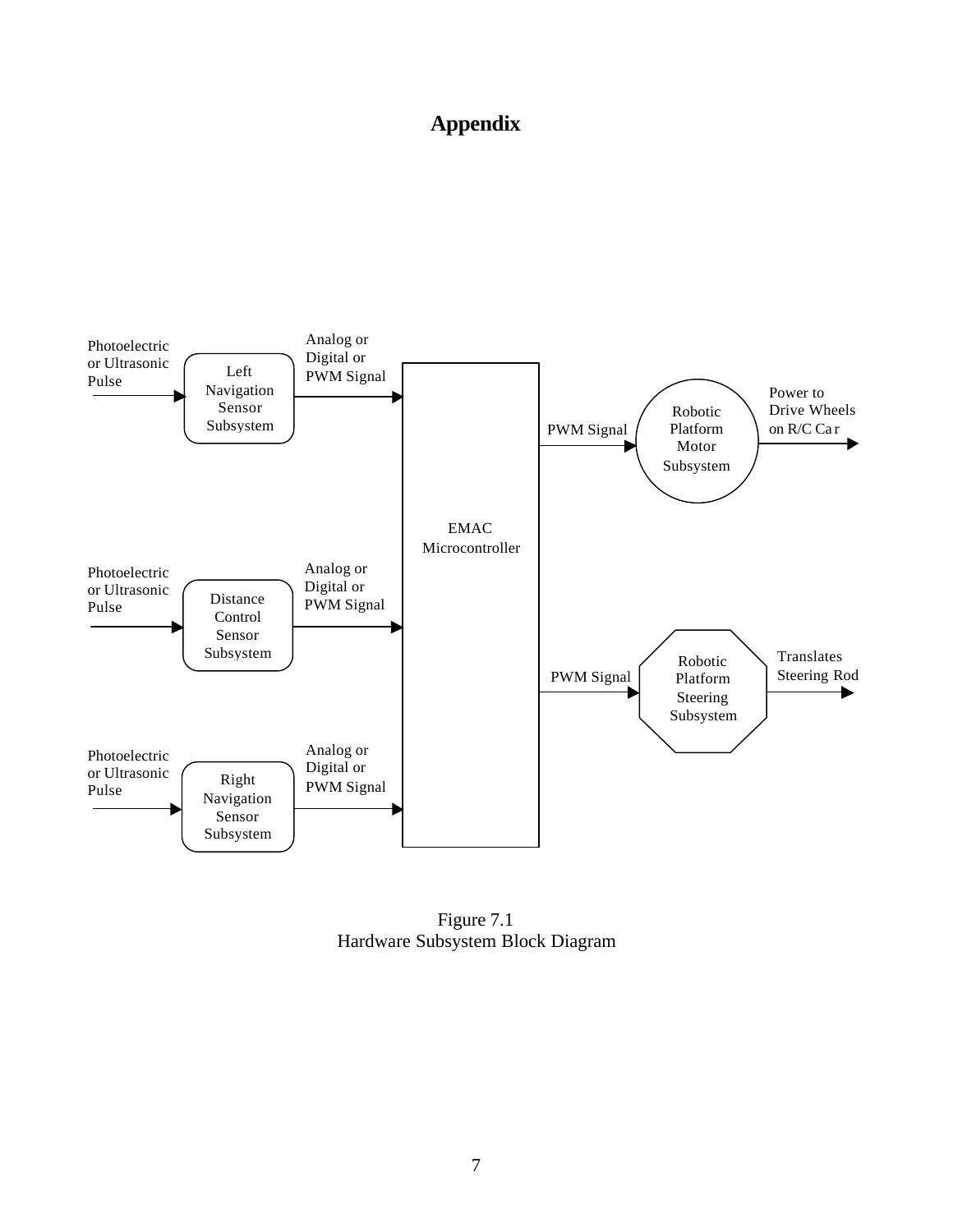# Appendix

Figure 7.1
Hardware Subsystem Block Diagram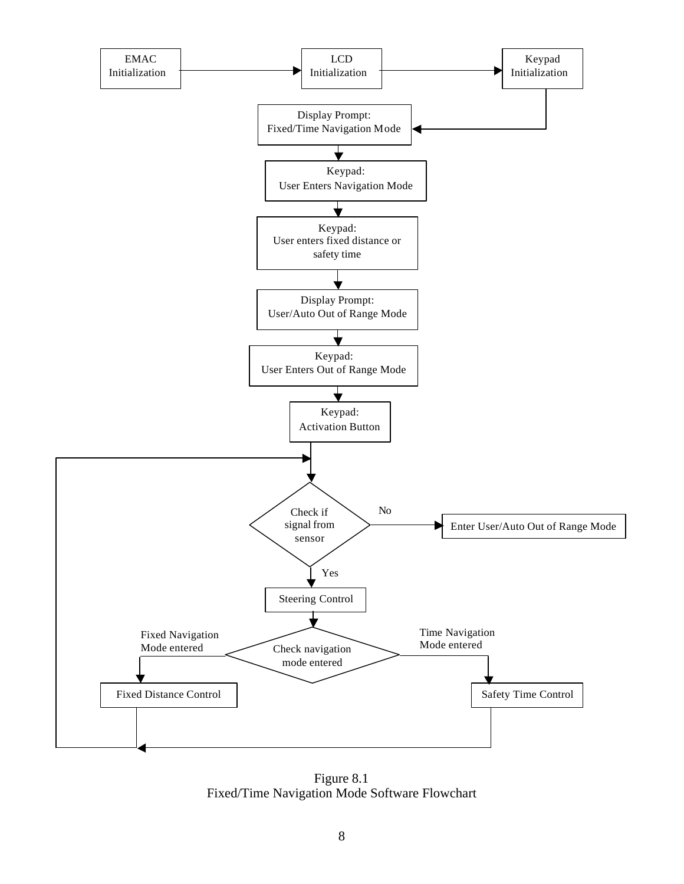EMAC Initialization

LCD Initialization

Keypad Initialization

Display Prompt: Fixed/Time Navigation Mode

Keypad: User Enters Navigation Mode

Keypad: User enters fixed distance or safety time

Display Prompt: User/Auto Out of Range Mode

Keypad: User Enters Out of Range Mode

Keypad: Activation Button

Check if signal from sensor

No

Enter User/Auto Out of Range Mode

Yes

Steering Control

Check navigation mode entered

Fixed Navigation Mode entered

Time Navigation Mode entered

Fixed Distance Control

Safety Time Control

Figure 8.1
Fixed/Time Navigation Mode Software Flowchart